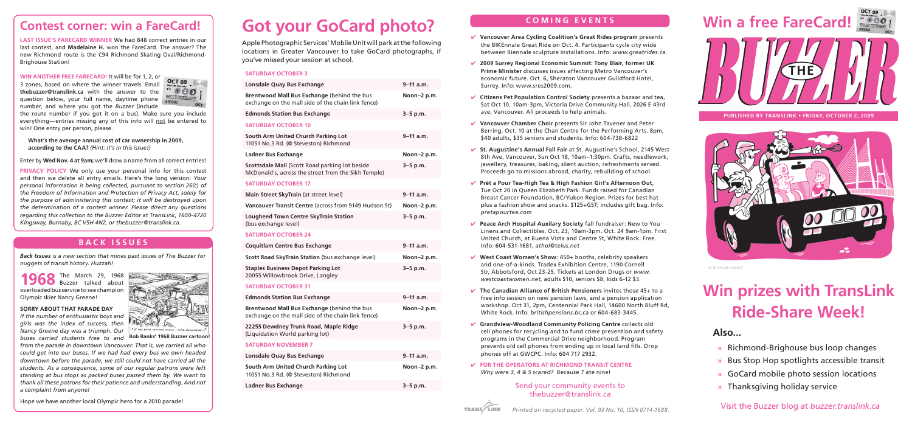## Contest corner: win a FareCard!

**LAST ISSUE'S FARECARD WINNER** We had 848 correct entries in our last contest, and **Madelaine H.** won the FareCard. The answer? The new Richmond route is the C94 Richmond Skating Oval/Richmond-Brighouse Station!

**WIN ANOTHER FREE FARECARD!** It will be for 1, 2, or 3 zones, based on where the winner travels. Email **thebuzzer@translink.ca** with the answer to the question below, your full name, daytime phone number, and where you got the *Buzzer* (include the route number if you got it on a bus). Make sure you include everything—entries missing any of this info will not be entered to win! One entry per person, please.

**What's the average annual cost of car ownership in 2009, according to the CAA?** *(Hint: it's in this issue!)*

Enter by **Wed Nov. 4 at 9am;** we'll draw a name from all correct entries!

**PRIVACY POLICY** We only use your personal info for this contest and then we delete all entry emails. Here's the long version: *Your personal information is being collected, pursuant to section 26(c) of the Freedom of Information and Protection of Privacy Act, solely for the purpose of administering this contest; it will be destroyed upon the determination of a contest winner. Please direct any questions regarding this collection to the Buzzer Editor at TransLink, 1600-4720 Kingsway, Burnaby, BC V5H 4N2, or thebuzzer@translink.ca.*

## BACK ISSUES

*Back Issues is a new section that mines past issues of The Buzzer for nuggets of transit history. Huzzah!*

**1968** The March 29, 1968 Buzzer talked about overloaded bus service to see champion Olympic skier Nancy Greene!

**SORRY ABOUT THAT PARADE DAY**

*If the number of enthusiastic boys and girls was the index of success, then Nancy Greene day was a triumph. Our buses carried students free to and from the parade in downtown Vancouver. That is, we carried all who could get into our buses. If we had had every bus we own headed downtown before the parade, we still could not have carried all the students. As a consequence, some of our regular patrons were left standing at bus stops as packed buses passed them by. We want to thank all these patrons for their patience and understanding. And not a complaint from anyone!*

**Bob Banks' 1968 Buzzer cartoon!**

Hope we have another local Olympic hero for a 2010 parade!

# Got your GoCard photo?

Apple Photographic Services' Mobile Unit will park at the following locations in Greater Vancouver to take GoCard photographs, if you've missed your session at school.

| Location | Time |
|---|---|
| **SATURDAY OCTOBER 3** | |
| **Lonsdale Quay Bus Exchange** | 9–11 a.m. |
| **Brentwood Mall Bus Exchange** (behind the bus exchange on the mall side of the chain link fence) | Noon–2 p.m. |
| **Edmonds Station Bus Exchange** | 3–5 p.m. |
| **SATURDAY OCTOBER 10** | |
| **South Arm United Church Parking Lot** 11051 No.3 Rd. (@ Steveston) Richmond | 9–11 a.m. |
| **Ladner Bus Exchange** | Noon–2 p.m. |
| **Scottsdale Mall** (Scott Road parking lot beside McDonald's, across the street from the Sikh Temple) | 3–5 p.m. |
| **SATURDAY OCTOBER 17** | |
| **Main Street SkyTrain** (at street level) | 9–11 a.m. |
| **Vancouver Transit Centre** (across from 9149 Hudson St) | Noon–2 p.m. |
| **Lougheed Town Centre SkyTrain Station** (bus exchange level) | 3–5 p.m. |
| **SATURDAY OCTOBER 24** | |
| **Coquitlam Centre Bus Exchange** | 9–11 a.m. |
| **Scott Road SkyTrain Station** (bus exchange level) | Noon–2 p.m. |
| **Staples Business Depot Parking Lot** 20055 Willowbrook Drive, Langley | 3–5 p.m. |
| **SATURDAY OCTOBER 31** | |
| **Edmonds Station Bus Exchange** | 9–11 a.m. |
| **Brentwood Mall Bus Exchange** (behind the bus exchange on the mall side of the chain link fence) | Noon–2 p.m. |
| **22255 Dewdney Trunk Road, Maple Ridge** (Liquidation World parking lot) | 3–5 p.m. |
| **SATURDAY NOVEMBER 7** | |
| **Lonsdale Quay Bus Exchange** | 9–11 a.m. |
| **South Arm United Church Parking Lot** 11051 No.3 Rd. (@ Steveston) Richmond | Noon–2 p.m. |
| **Ladner Bus Exchange** | 3–5 p.m. |

## COMING EVENTS

- ✔ **Vancouver Area Cycling Coalition's Great Rides program** presents the BIKEnnale Great Ride on Oct. 4. Participants cycle city wide between Biennale sculpture installations. Info: *www.greatrides.ca.*
- ✔ **2009 Surrey Regional Economic Summit: Tony Blair, former UK Prime Minister** discusses issues affecting Metro Vancouver's economic future. Oct. 6, Sheraton Vancouver Guildford Hotel, Surrey. Info: www.sres2009.com.
- ✔ **Citizens Pet Population Control Society** presents a bazaar and tea, Sat Oct 10, 10am-3pm, Victoria Drive Community Hall, 2026 E 43rd ave, Vancouver. All proceeds to help animals.
- ✔ **Vancouver Chamber Choir** presents Sir John Tavener and Peter Berring. Oct. 10 at the Chan Centre for the Performing Arts. 8pm, $40 adults, $35 seniors and students. Info: 604-738-6822
- ✔ **St. Augustine's Annual Fall Fair** at St. Augustine's School, 2145 West 8th Ave, Vancouver, Sun Oct 18, 10am–1:30pm. Crafts, needlework, jewellery, treasures, baking, silent auction, refreshments served. Proceeds go to missions abroad, charity, rebuilding of school.
- ✔ **Prêt a Pour Tea-High Tea & High Fashion Girl's Afternoon Out**, Tue Oct 20 in Queen Elizabeth Park. Funds raised for Canadian Breast Cancer Foundation, BC/Yukon Region. Prizes for best hat plus a fashion show and snacks. $125+GST; includes gift bag. Info: *pretapourtea.com*
- ✔ **Peace Arch Hospital Auxilary Society** fall fundraiser: New to You Linens and Collectibles. Oct. 23, 10am-3pm. Oct. 24 9am-1pm. First United Church, at Buena Vista and Centre St, White Rock. Free. Info: 604-531-1681, *athol@telus.net*
- ✔ **West Coast Women's Show**: 450+ booths, celebrity speakers and one-of-a-kinds. Tradex Exhibition Centre, 1190 Cornell Str, Abbotsford, Oct 23-25. Tickets at London Drugs or *www.westcoastwomen.net*, adults $10, seniors $8, kids 6-12 $3.
- ✔ **The Canadian Alliance of British Pensioners** invites those 45+ to a free info session on new pension laws, and a pension application workshop. Oct 31, 2pm, Centennial Park Hall, 14600 North Bluff Rd, White Rock. Info: *britishpensions.bc.ca* or 604-683-3445.
- ✔ **Grandview-Woodland Community Policing Centre** collects old cell phones for recycling and to fund crime prevention and safety programs in the Commercial Drive neighborhood. Program prevents old cell phones from ending up in local land fills. Drop phones off at GWCPC. Info: 604 717 2932.
- ✔ **FOR THE OPERATORS AT RICHMOND TRANSIT CENTRE** *Why were 3, 4 & 5 scared?* Because 7 ate nine!

Send your community events to thebuzzer@translink.ca

*Printed on recycled paper. Vol. 93 No. 10, ISSN 0714-1688.*

# Win a free FareCard!

# THE BUZZER

**PUBLISHED BY TRANSLINK • FRIDAY, OCTOBER 2, 2009**

© Michael Gilbert

# Win prizes with TransLink Ride-Share Week!

## Also...

- » Richmond-Brighouse bus loop changes
- » Bus Stop Hop spotlights accessible transit
- » GoCard mobile photo session locations
- » Thanksgiving holiday service

Visit the Buzzer blog at *buzzer.translink.ca*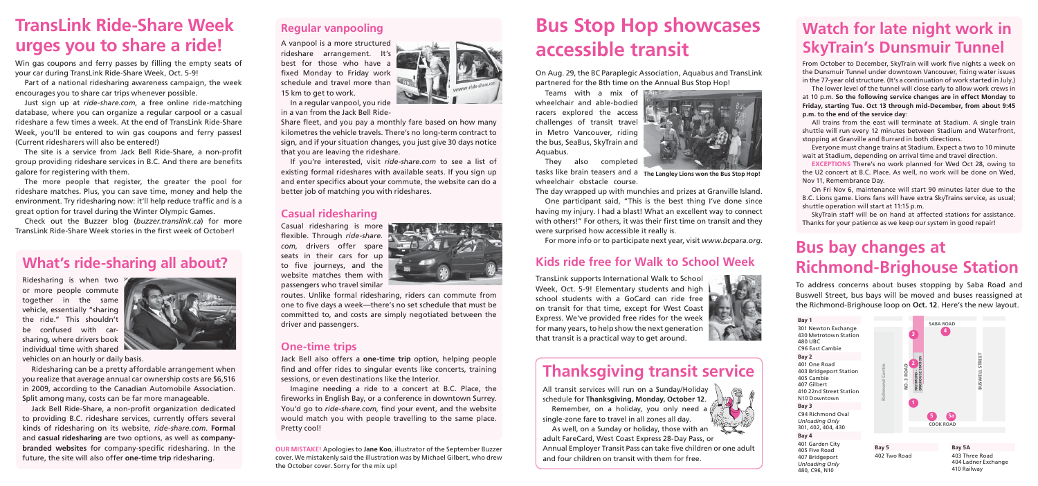# TransLink Ride-Share Week urges you to share a ride!

Win gas coupons and ferry passes by filling the empty seats of your car during TransLink Ride-Share Week, Oct. 5-9!

Part of a national ridesharing awareness campaign, the week encourages you to share car trips whenever possible.

Just sign up at *ride-share.com*, a free online ride-matching database, where you can organize a regular carpool or a casual rideshare a few times a week. At the end of TransLink Ride-Share Week, you'll be entered to win gas coupons and ferry passes! (Current ridesharers will also be entered!)

The site is a service from Jack Bell Ride-Share, a non-profit group providing rideshare services in B.C. And there are benefits galore for registering with them.

The more people that register, the greater the pool for rideshare matches. Plus, you can save time, money and help the environment. Try ridesharing now: it'll help reduce traffic and is a great option for travel during the Winter Olympic Games.

Check out the Buzzer blog (*buzzer.translink.ca*) for more TransLink Ride-Share Week stories in the first week of October!

## What's ride-sharing all about?

Ridesharing is when two or more people commute together in the same vehicle, essentially "sharing the ride." This shouldn't be confused with car-sharing, where drivers book individual time with shared vehicles on an hourly or daily basis.

Ridesharing can be a pretty affordable arrangement when you realize that average annual car ownership costs are $6,516 in 2009, according to the Canadian Automobile Association. Split among many, costs can be far more manageable.

Jack Bell Ride-Share, a non-profit organization dedicated to providing B.C. rideshare services, currently offers several kinds of ridesharing on its website, *ride-share.com*. **Formal** and **casual ridesharing** are two options, as well as **company-branded websites** for company-specific ridesharing. In the future, the site will also offer **one-time trip** ridesharing.

### Regular vanpooling

A vanpool is a more structured rideshare arrangement. It's best for those who have a fixed Monday to Friday work schedule and travel more than 15 km to get to work.

In a regular vanpool, you ride in a van from the Jack Bell Ride-Share fleet, and you pay a monthly fare based on how many kilometres the vehicle travels. There's no long-term contract to sign, and if your situation changes, you just give 30 days notice that you are leaving the rideshare.

If you're interested, visit *ride-share.com* to see a list of existing formal rideshares with available seats. If you sign up and enter specifics about your commute, the website can do a better job of matching you with rideshares.

### Casual ridesharing

Casual ridesharing is more flexible. Through *ride-share.com*, drivers offer spare seats in their cars for up to five journeys, and the website matches them with passengers who travel similar routes. Unlike formal ridesharing, riders can commute from one to five days a week—there's no set schedule that must be committed to, and costs are simply negotiated between the driver and passengers.

### One-time trips

Jack Bell also offers a **one-time trip** option, helping people find and offer rides to singular events like concerts, training sessions, or even destinations like the Interior.

Imagine needing a ride to a concert at B.C. Place, the fireworks in English Bay, or a conference in downtown Surrey. You'd go to *ride-share.com*, find your event, and the website would match you with people travelling to the same place. Pretty cool!

**OUR MISTAKE!** Apologies to **Jane Koo**, illustrator of the September Buzzer cover. We mistakenly said the illustration was by Michael Gilbert, who drew the October cover. Sorry for the mix up!

# Bus Stop Hop showcases accessible transit

On Aug. 29, the BC Paraplegic Association, Aquabus and TransLink partnered for the 8th time on the Annual Bus Stop Hop!

Teams with a mix of wheelchair and able-bodied racers explored the access challenges of transit travel in Metro Vancouver, riding the bus, SeaBus, SkyTrain and Aquabus.

They also completed tasks like brain teasers and a wheelchair obstacle course.

The Langley Lions won the Bus Stop Hop!

The day wrapped up with munchies and prizes at Granville Island.

One participant said, "This is the best thing I've done since having my injury. I had a blast! What an excellent way to connect with others!" For others, it was their first time on transit and they were surprised how accessible it really is.

For more info or to participate next year, visit *www.bcpara.org*.

## Kids ride free for Walk to School Week

TransLink supports International Walk to School Week, Oct. 5-9! Elementary students and high school students with a GoCard can ride free on transit for that time, except for West Coast Express. We've provided free rides for the week for many years, to help show the next generation that transit is a practical way to get around.

# Thanksgiving transit service

All transit services will run on a Sunday/Holiday schedule for **Thanksgiving, Monday, October 12**.

Remember, on a holiday, you only need a single-zone fare to travel in all zones all day.

As well, on a Sunday or holiday, those with an adult FareCard, West Coast Express 28-Day Pass, or Annual Employer Transit Pass can take five children or one adult and four children on transit with them for free.

# Watch for late night work in SkyTrain's Dunsmuir Tunnel

From October to December, SkyTrain will work five nights a week on the Dunsmuir Tunnel under downtown Vancouver, fixing water issues in the 77-year old structure. (It's a continuation of work started in July.)

The lower level of the tunnel will close early to allow work crews in at 10 p.m. **So the following service changes are in effect Monday to Friday, starting Tue. Oct 13 through mid-December, from about 9:45 p.m. to the end of the service day**:

All trains from the east will terminate at Stadium. A single train shuttle will run every 12 minutes between Stadium and Waterfront, stopping at Granville and Burrard in both directions.

Everyone must change trains at Stadium. Expect a two to 10 minute wait at Stadium, depending on arrival time and travel direction.

**EXCEPTIONS** There's no work planned for Wed Oct 28, owing to the U2 concert at B.C. Place. As well, no work will be done on Wed, Nov 11, Remembrance Day.

On Fri Nov 6, maintenance will start 90 minutes later due to the B.C. Lions game. Lions fans will have extra SkyTrains service, as usual; shuttle operation will start at 11:15 p.m.

SkyTrain staff will be on hand at affected stations for assistance. Thanks for your patience as we keep our system in good repair!

# Bus bay changes at Richmond-Brighouse Station

To address concerns about buses stopping by Saba Road and Buswell Street, bus bays will be moved and buses reassigned at the Richmond-Brighouse loop on **Oct. 12**. Here's the new layout.

**Bay 1**
301 Newton Exchange
430 Metrotown Station
480 UBC
C96 East Cambie

**Bay 2**
401 One Road
403 Bridgeport Station
405 Cambie
407 Gilbert
410 22nd Street Station
N10 Downtown

**Bay 3**
C94 Richmond Oval
*Unloading Only*
301, 402, 404, 430

**Bay 4**
401 Garden City
405 Five Road
407 Bridgeport
*Unloading Only*
480, C96, N10

**Bay 5**
402 Two Road

**Bay 5A**
403 Three Road
404 Ladner Exchange
410 Railway

SABA ROAD
BUSWELL STREET
COOK ROAD
NO. 3 ROAD
Richmond Centre
RICHMOND-BRIGHOUSE STATION
1
2
3
4
5
5a